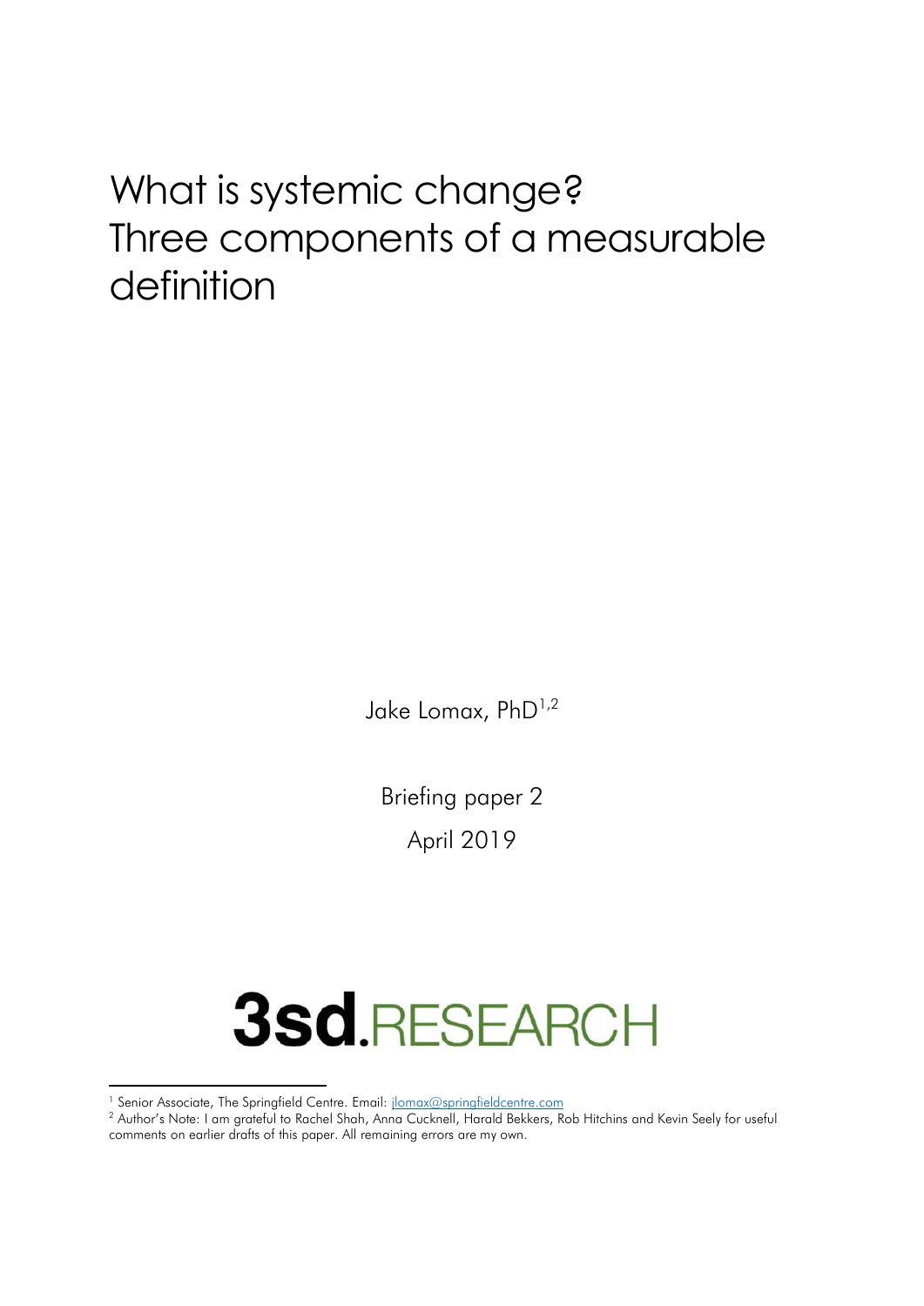# What is systemic change? Three components of a measurable definition

Jake Lomax, PhD[1,2]

Briefing paper 2

April 2019

3sd.RESEARCH

---

[1] Senior Associate, The Springfield Centre. Email: jlomax@springfieldcentre.com

[2] Author's Note: I am grateful to Rachel Shah, Anna Cucknell, Harald Bekkers, Rob Hitchins and Kevin Seely for useful comments on earlier drafts of this paper. All remaining errors are my own.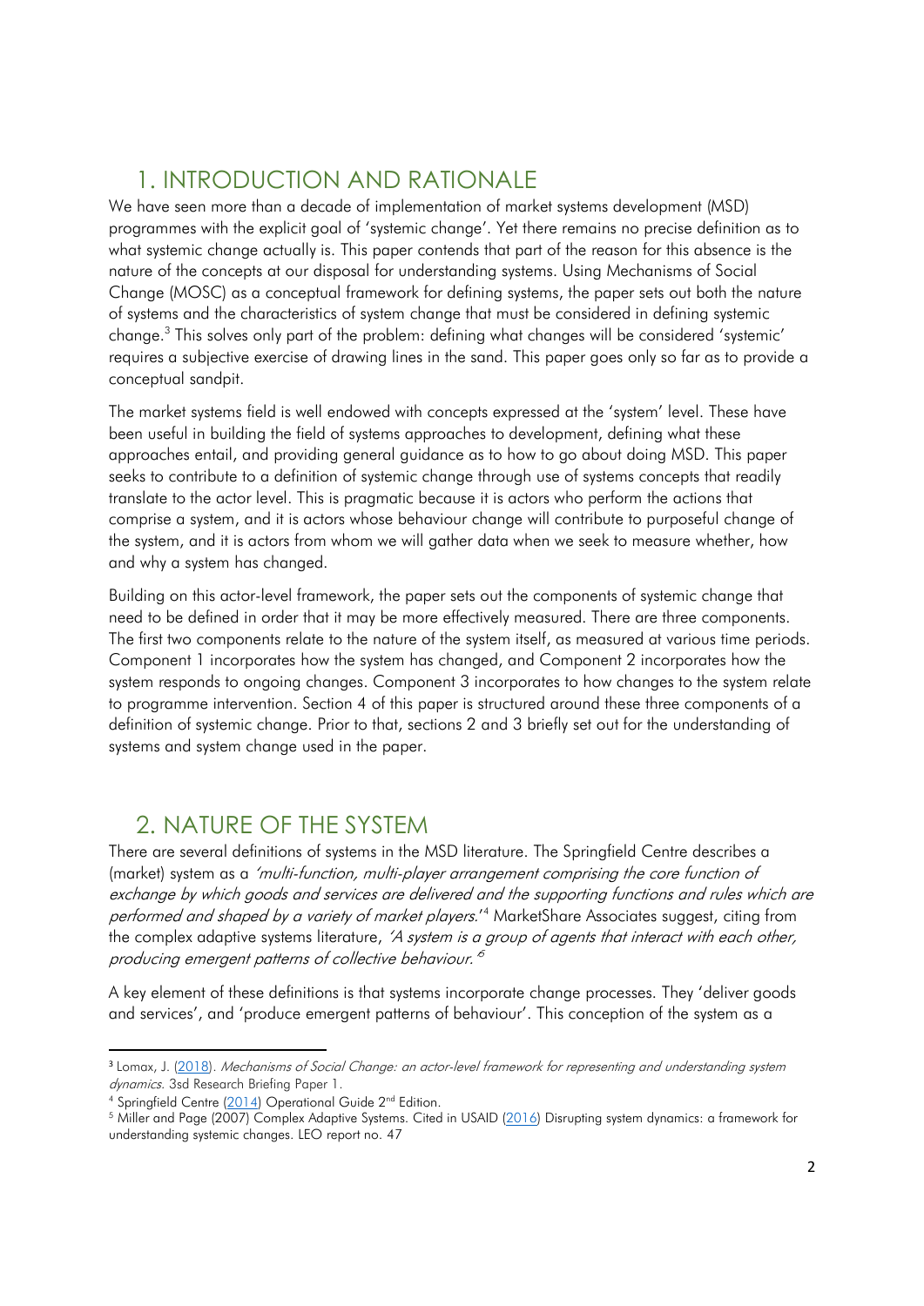## 1. INTRODUCTION AND RATIONALE

We have seen more than a decade of implementation of market systems development (MSD) programmes with the explicit goal of 'systemic change'. Yet there remains no precise definition as to what systemic change actually is. This paper contends that part of the reason for this absence is the nature of the concepts at our disposal for understanding systems. Using Mechanisms of Social Change (MOSC) as a conceptual framework for defining systems, the paper sets out both the nature of systems and the characteristics of system change that must be considered in defining systemic change.[3] This solves only part of the problem: defining what changes will be considered 'systemic' requires a subjective exercise of drawing lines in the sand. This paper goes only so far as to provide a conceptual sandpit.

The market systems field is well endowed with concepts expressed at the 'system' level. These have been useful in building the field of systems approaches to development, defining what these approaches entail, and providing general guidance as to how to go about doing MSD. This paper seeks to contribute to a definition of systemic change through use of systems concepts that readily translate to the actor level. This is pragmatic because it is actors who perform the actions that comprise a system, and it is actors whose behaviour change will contribute to purposeful change of the system, and it is actors from whom we will gather data when we seek to measure whether, how and why a system has changed.

Building on this actor-level framework, the paper sets out the components of systemic change that need to be defined in order that it may be more effectively measured. There are three components. The first two components relate to the nature of the system itself, as measured at various time periods. Component 1 incorporates how the system has changed, and Component 2 incorporates how the system responds to ongoing changes. Component 3 incorporates to how changes to the system relate to programme intervention. Section 4 of this paper is structured around these three components of a definition of systemic change. Prior to that, sections 2 and 3 briefly set out for the understanding of systems and system change used in the paper.

## 2. NATURE OF THE SYSTEM

There are several definitions of systems in the MSD literature. The Springfield Centre describes a (market) system as a *'multi-function, multi-player arrangement comprising the core function of exchange by which goods and services are delivered and the supporting functions and rules which are performed and shaped by a variety of market players.'*[4] MarketShare Associates suggest, citing from the complex adaptive systems literature, *'A system is a group of agents that interact with each other, producing emergent patterns of collective behaviour.'*[5]

A key element of these definitions is that systems incorporate change processes. They 'deliver goods and services', and 'produce emergent patterns of behaviour'. This conception of the system as a

---

[3] Lomax, J. (2018). *Mechanisms of Social Change: an actor-level framework for representing and understanding system dynamics.* 3sd Research Briefing Paper 1.

[4] Springfield Centre (2014) Operational Guide 2nd Edition.

[5] Miller and Page (2007) Complex Adaptive Systems. Cited in USAID (2016) Disrupting system dynamics: a framework for understanding systemic changes. LEO report no. 47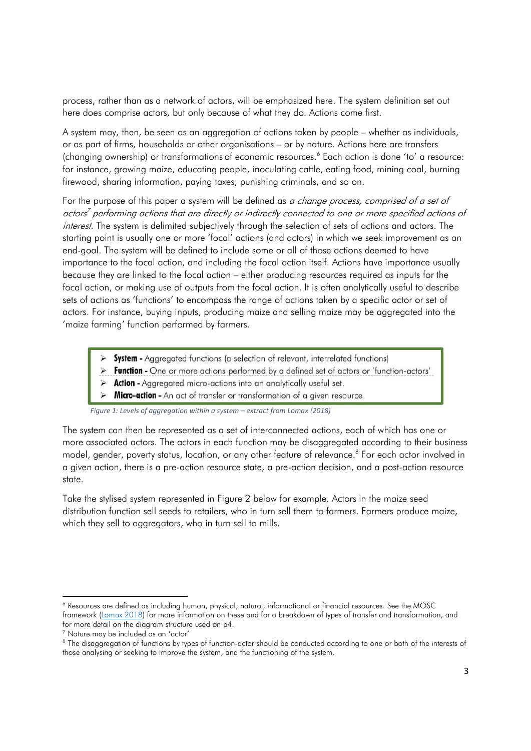process, rather than as a network of actors, will be emphasized here. The system definition set out here does comprise actors, but only because of what they do. Actions come first.

A system may, then, be seen as an aggregation of actions taken by people – whether as individuals, or as part of firms, households or other organisations – or by nature. Actions here are transfers (changing ownership) or transformations of economic resources.[6] Each action is done 'to' a resource: for instance, growing maize, educating people, inoculating cattle, eating food, mining coal, burning firewood, sharing information, paying taxes, punishing criminals, and so on.

For the purpose of this paper a system will be defined as *a change process, comprised of a set of actors[7] performing actions that are directly or indirectly connected to one or more specified actions of interest*. The system is delimited subjectively through the selection of sets of actions and actors. The starting point is usually one or more 'focal' actions (and actors) in which we seek improvement as an end-goal. The system will be defined to include some or all of those actions deemed to have importance to the focal action, and including the focal action itself. Actions have importance usually because they are linked to the focal action – either producing resources required as inputs for the focal action, or making use of outputs from the focal action. It is often analytically useful to describe sets of actions as 'functions' to encompass the range of actions taken by a specific actor or set of actors. For instance, buying inputs, producing maize and selling maize may be aggregated into the 'maize farming' function performed by farmers.

> - **System -** Aggregated functions (a selection of relevant, interrelated functions)
> - **Function -** One or more actions performed by a defined set of actors or 'function-actors'
> - **Action -** Aggregated micro-actions into an analytically useful set.
> - **Micro-action -** An act of transfer or transformation of a given resource.

*Figure 1: Levels of aggregation within a system – extract from Lomax (2018)*

The system can then be represented as a set of interconnected actions, each of which has one or more associated actors. The actors in each function may be disaggregated according to their business model, gender, poverty status, location, or any other feature of relevance.[8] For each actor involved in a given action, there is a pre-action resource state, a pre-action decision, and a post-action resource state.

Take the stylised system represented in Figure 2 below for example. Actors in the maize seed distribution function sell seeds to retailers, who in turn sell them to farmers. Farmers produce maize, which they sell to aggregators, who in turn sell to mills.

---

[6] Resources are defined as including human, physical, natural, informational or financial resources. See the MOSC framework (Lomax 2018) for more information on these and for a breakdown of types of transfer and transformation, and for more detail on the diagram structure used on p4.

[7] Nature may be included as an 'actor'

[8] The disaggregation of functions by types of function-actor should be conducted according to one or both of the interests of those analysing or seeking to improve the system, and the functioning of the system.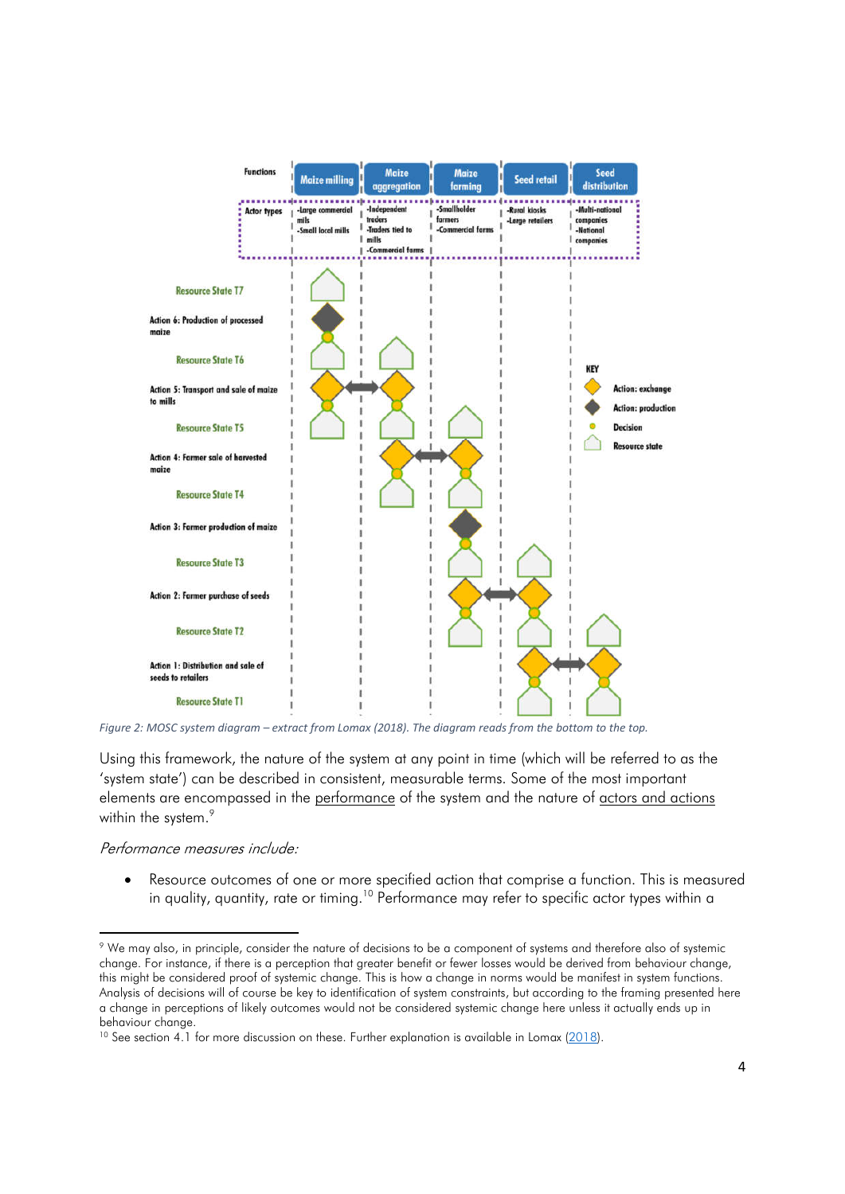Functions: Maize milling | Maize aggregation | Maize farming | Seed retail | Seed distribution

Actor types:
- Maize milling: -Large commercial mils; -Small local mills
- Maize aggregation: -Independent traders; -Traders tied to mills; -Commercial farms
- Maize farming: -Smallholder farmers; -Commercial farms
- Seed retail: -Rural kiosks; -Large retailers
- Seed distribution: -Multi-national companies; -National companies

Resource State T7

Action 6: Production of processed maize

Resource State T6

Action 5: Transport and sale of maize to mills

Resource State T5

Action 4: Farmer sale of harvested maize

Resource State T4

Action 3: Farmer production of maize

Resource State T3

Action 2: Farmer purchase of seeds

Resource State T2

Action 1: Distribution and sale of seeds to retailers

Resource State T1

KEY: Action: exchange; Action: production; Decision; Resource state

*Figure 2: MOSC system diagram – extract from Lomax (2018). The diagram reads from the bottom to the top.*

Using this framework, the nature of the system at any point in time (which will be referred to as the 'system state') can be described in consistent, measurable terms. Some of the most important elements are encompassed in the performance of the system and the nature of actors and actions within the system.[9]

*Performance measures include:*

- Resource outcomes of one or more specified action that comprise a function. This is measured in quality, quantity, rate or timing.[10] Performance may refer to specific actor types within a

---

[9] We may also, in principle, consider the nature of decisions to be a component of systems and therefore also of systemic change. For instance, if there is a perception that greater benefit or fewer losses would be derived from behaviour change, this might be considered proof of systemic change. This is how a change in norms would be manifest in system functions. Analysis of decisions will of course be key to identification of system constraints, but according to the framing presented here a change in perceptions of likely outcomes would not be considered systemic change here unless it actually ends up in behaviour change.

[10] See section 4.1 for more discussion on these. Further explanation is available in Lomax (2018).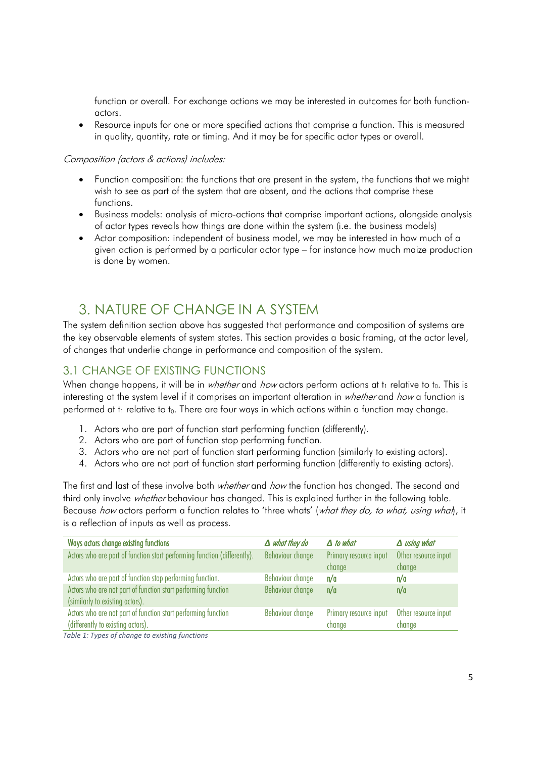function or overall. For exchange actions we may be interested in outcomes for both function-actors.

- Resource inputs for one or more specified actions that comprise a function. This is measured in quality, quantity, rate or timing. And it may be for specific actor types or overall.

*Composition (actors & actions) includes:*

- Function composition: the functions that are present in the system, the functions that we might wish to see as part of the system that are absent, and the actions that comprise these functions.
- Business models: analysis of micro-actions that comprise important actions, alongside analysis of actor types reveals how things are done within the system (i.e. the business models)
- Actor composition: independent of business model, we may be interested in how much of a given action is performed by a particular actor type – for instance how much maize production is done by women.

# 3. NATURE OF CHANGE IN A SYSTEM

The system definition section above has suggested that performance and composition of systems are the key observable elements of system states. This section provides a basic framing, at the actor level, of changes that underlie change in performance and composition of the system.

## 3.1 CHANGE OF EXISTING FUNCTIONS

When change happens, it will be in *whether* and *how* actors perform actions at $t_1$ relative to $t_0$. This is interesting at the system level if it comprises an important alteration in *whether* and *how* a function is performed at $t_1$ relative to $t_0$. There are four ways in which actions within a function may change.

1. Actors who are part of function start performing function (differently).
2. Actors who are part of function stop performing function.
3. Actors who are not part of function start performing function (similarly to existing actors).
4. Actors who are not part of function start performing function (differently to existing actors).

The first and last of these involve both *whether* and *how* the function has changed. The second and third only involve *whether* behaviour has changed. This is explained further in the following table. Because *how* actors perform a function relates to 'three whats' (*what they do, to what, using what*), it is a reflection of inputs as well as process.

| Ways actors change existing functions | *Δ what they do* | *Δ to what* | *Δ using what* |
|---|---|---|---|
| Actors who are part of function start performing function (differently). | Behaviour change | Primary resource input change | Other resource input change |
| Actors who are part of function stop performing function. | Behaviour change | n/a | n/a |
| Actors who are not part of function start performing function (similarly to existing actors). | Behaviour change | n/a | n/a |
| Actors who are not part of function start performing function (differently to existing actors). | Behaviour change | Primary resource input change | Other resource input change |

*Table 1: Types of change to existing functions*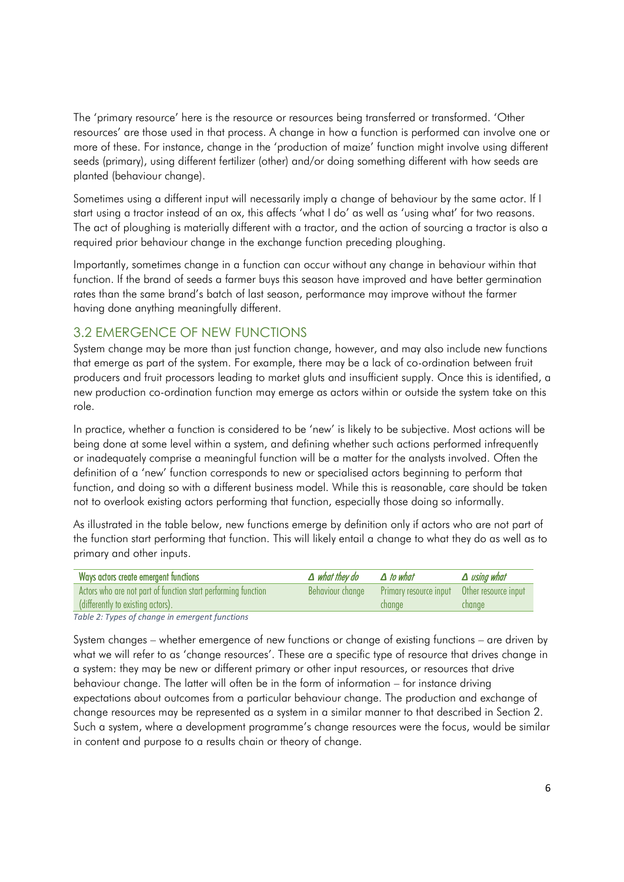The 'primary resource' here is the resource or resources being transferred or transformed. 'Other resources' are those used in that process. A change in how a function is performed can involve one or more of these. For instance, change in the 'production of maize' function might involve using different seeds (primary), using different fertilizer (other) and/or doing something different with how seeds are planted (behaviour change).

Sometimes using a different input will necessarily imply a change of behaviour by the same actor. If I start using a tractor instead of an ox, this affects 'what I do' as well as 'using what' for two reasons. The act of ploughing is materially different with a tractor, and the action of sourcing a tractor is also a required prior behaviour change in the exchange function preceding ploughing.

Importantly, sometimes change in a function can occur without any change in behaviour within that function. If the brand of seeds a farmer buys this season have improved and have better germination rates than the same brand's batch of last season, performance may improve without the farmer having done anything meaningfully different.

## 3.2 EMERGENCE OF NEW FUNCTIONS

System change may be more than just function change, however, and may also include new functions that emerge as part of the system. For example, there may be a lack of co-ordination between fruit producers and fruit processors leading to market gluts and insufficient supply. Once this is identified, a new production co-ordination function may emerge as actors within or outside the system take on this role.

In practice, whether a function is considered to be 'new' is likely to be subjective. Most actions will be being done at some level within a system, and defining whether such actions performed infrequently or inadequately comprise a meaningful function will be a matter for the analysts involved. Often the definition of a 'new' function corresponds to new or specialised actors beginning to perform that function, and doing so with a different business model. While this is reasonable, care should be taken not to overlook existing actors performing that function, especially those doing so informally.

As illustrated in the table below, new functions emerge by definition only if actors who are not part of the function start performing that function. This will likely entail a change to what they do as well as to primary and other inputs.

| Ways actors create emergent functions | *Δ what they do* | *Δ to what* | *Δ using what* |
| --- | --- | --- | --- |
| Actors who are not part of function start performing function (differently to existing actors). | Behaviour change | Primary resource input change | Other resource input change |

*Table 2: Types of change in emergent functions*

System changes – whether emergence of new functions or change of existing functions – are driven by what we will refer to as 'change resources'. These are a specific type of resource that drives change in a system: they may be new or different primary or other input resources, or resources that drive behaviour change. The latter will often be in the form of information – for instance driving expectations about outcomes from a particular behaviour change. The production and exchange of change resources may be represented as a system in a similar manner to that described in Section 2. Such a system, where a development programme's change resources were the focus, would be similar in content and purpose to a results chain or theory of change.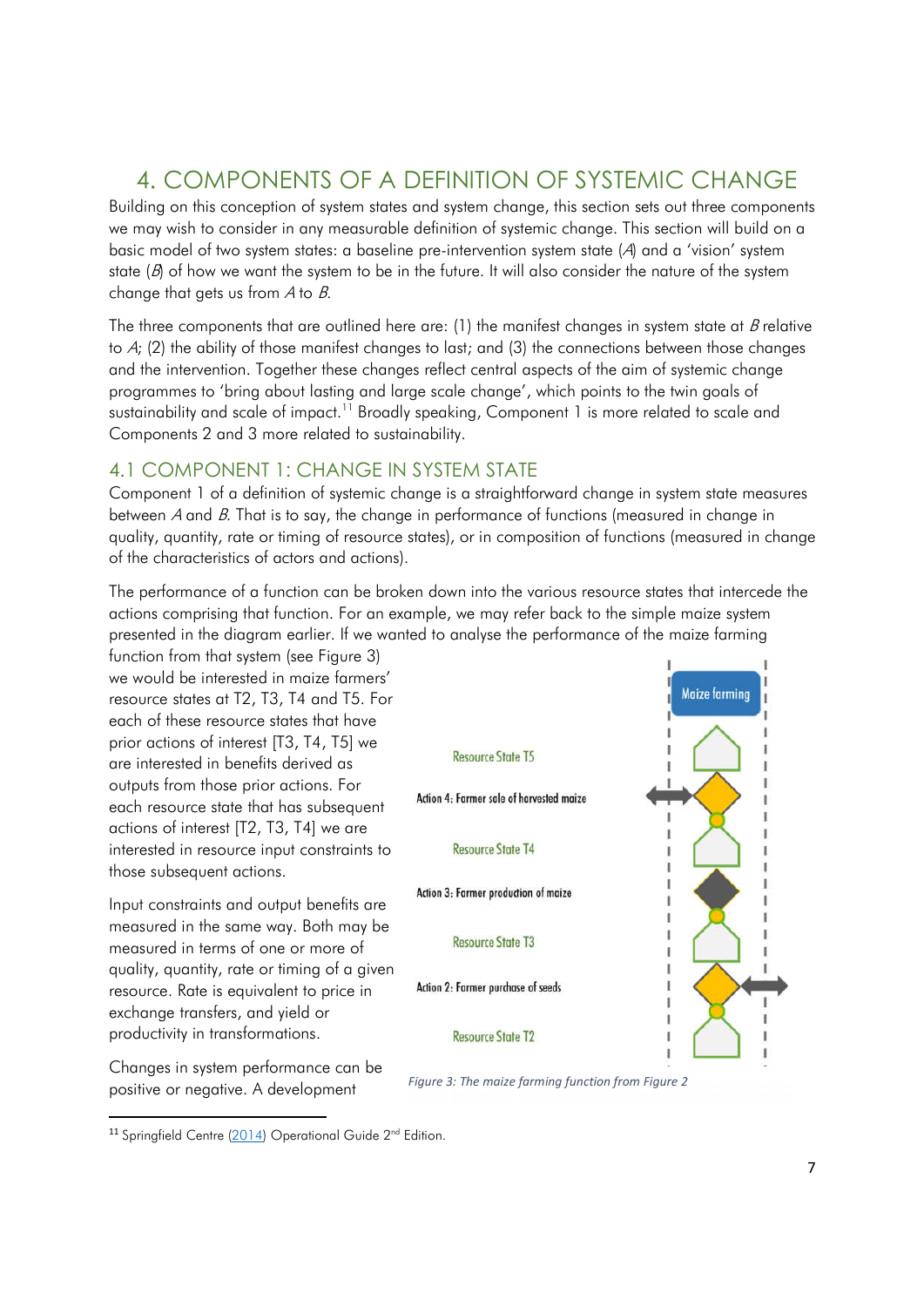# 4. COMPONENTS OF A DEFINITION OF SYSTEMIC CHANGE

Building on this conception of system states and system change, this section sets out three components we may wish to consider in any measurable definition of systemic change. This section will build on a basic model of two system states: a baseline pre-intervention system state (*A*) and a 'vision' system state (*B*) of how we want the system to be in the future. It will also consider the nature of the system change that gets us from *A* to *B*.

The three components that are outlined here are: (1) the manifest changes in system state at *B* relative to *A*; (2) the ability of those manifest changes to last; and (3) the connections between those changes and the intervention. Together these changes reflect central aspects of the aim of systemic change programmes to 'bring about lasting and large scale change', which points to the twin goals of sustainability and scale of impact.[11] Broadly speaking, Component 1 is more related to scale and Components 2 and 3 more related to sustainability.

## 4.1 COMPONENT 1: CHANGE IN SYSTEM STATE

Component 1 of a definition of systemic change is a straightforward change in system state measures between *A* and *B*. That is to say, the change in performance of functions (measured in change in quality, quantity, rate or timing of resource states), or in composition of functions (measured in change of the characteristics of actors and actions).

The performance of a function can be broken down into the various resource states that intercede the actions comprising that function. For an example, we may refer back to the simple maize system presented in the diagram earlier. If we wanted to analyse the performance of the maize farming function from that system (see Figure 3) we would be interested in maize farmers' resource states at T2, T3, T4 and T5. For each of these resource states that have prior actions of interest [T3, T4, T5] we are interested in benefits derived as outputs from those prior actions. For each resource state that has subsequent actions of interest [T2, T3, T4] we are interested in resource input constraints to those subsequent actions.

Maize farming

Resource State T5

Action 4: Farmer sale of harvested maize

Resource State T4

Action 3: Farmer production of maize

Resource State T3

Action 2: Farmer purchase of seeds

Resource State T2

*Figure 3: The maize farming function from Figure 2*

Input constraints and output benefits are measured in the same way. Both may be measured in terms of one or more of quality, quantity, rate or timing of a given resource. Rate is equivalent to price in exchange transfers, and yield or productivity in transformations.

Changes in system performance can be positive or negative. A development

[11] Springfield Centre (2014) Operational Guide 2nd Edition.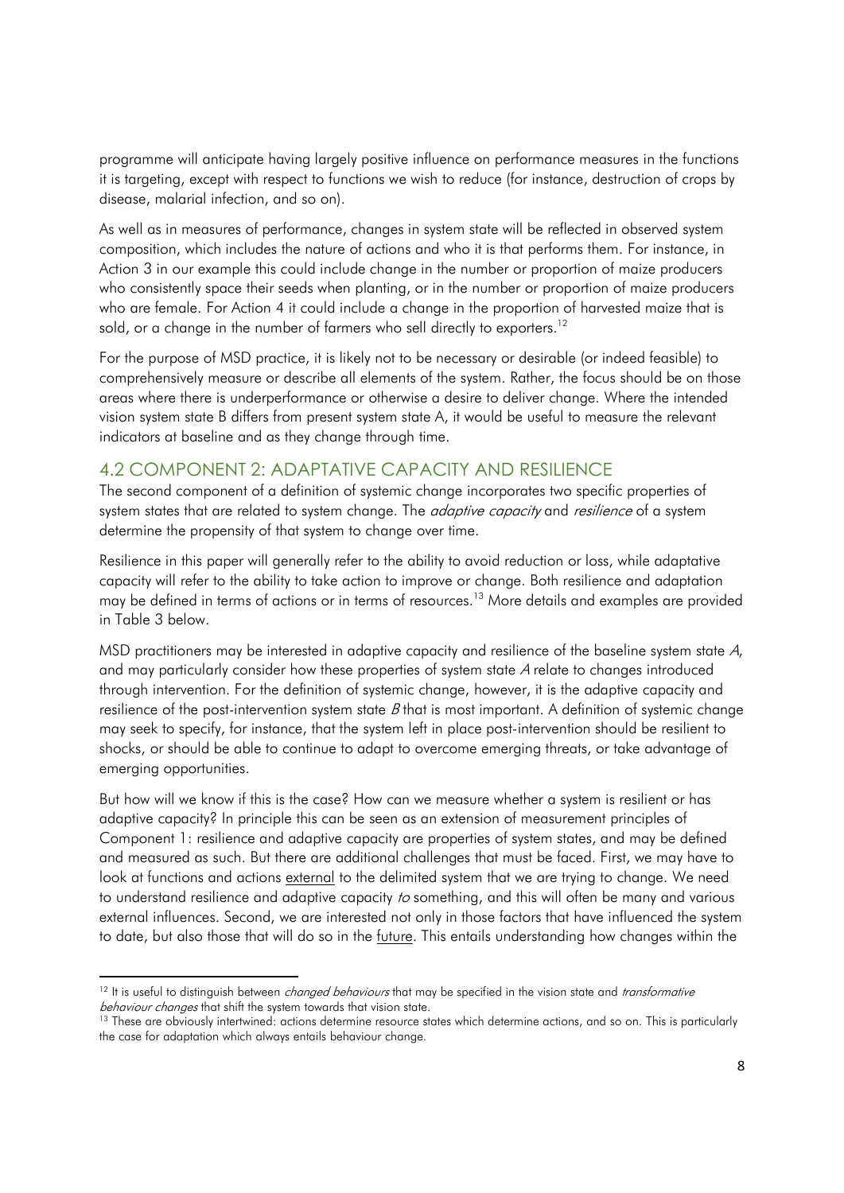programme will anticipate having largely positive influence on performance measures in the functions it is targeting, except with respect to functions we wish to reduce (for instance, destruction of crops by disease, malarial infection, and so on).

As well as in measures of performance, changes in system state will be reflected in observed system composition, which includes the nature of actions and who it is that performs them. For instance, in Action 3 in our example this could include change in the number or proportion of maize producers who consistently space their seeds when planting, or in the number or proportion of maize producers who are female. For Action 4 it could include a change in the proportion of harvested maize that is sold, or a change in the number of farmers who sell directly to exporters.[12]

For the purpose of MSD practice, it is likely not to be necessary or desirable (or indeed feasible) to comprehensively measure or describe all elements of the system. Rather, the focus should be on those areas where there is underperformance or otherwise a desire to deliver change. Where the intended vision system state B differs from present system state A, it would be useful to measure the relevant indicators at baseline and as they change through time.

## 4.2 COMPONENT 2: ADAPTATIVE CAPACITY AND RESILIENCE

The second component of a definition of systemic change incorporates two specific properties of system states that are related to system change. The *adaptive capacity* and *resilience* of a system determine the propensity of that system to change over time.

Resilience in this paper will generally refer to the ability to avoid reduction or loss, while adaptative capacity will refer to the ability to take action to improve or change. Both resilience and adaptation may be defined in terms of actions or in terms of resources.[13] More details and examples are provided in Table 3 below.

MSD practitioners may be interested in adaptive capacity and resilience of the baseline system state *A*, and may particularly consider how these properties of system state *A* relate to changes introduced through intervention. For the definition of systemic change, however, it is the adaptive capacity and resilience of the post-intervention system state *B* that is most important. A definition of systemic change may seek to specify, for instance, that the system left in place post-intervention should be resilient to shocks, or should be able to continue to adapt to overcome emerging threats, or take advantage of emerging opportunities.

But how will we know if this is the case? How can we measure whether a system is resilient or has adaptive capacity? In principle this can be seen as an extension of measurement principles of Component 1: resilience and adaptive capacity are properties of system states, and may be defined and measured as such. But there are additional challenges that must be faced. First, we may have to look at functions and actions <u>external</u> to the delimited system that we are trying to change. We need to understand resilience and adaptive capacity *to* something, and this will often be many and various external influences. Second, we are interested not only in those factors that have influenced the system to date, but also those that will do so in the <u>future</u>. This entails understanding how changes within the

---

[12] It is useful to distinguish between *changed behaviours* that may be specified in the vision state and *transformative behaviour changes* that shift the system towards that vision state.

[13] These are obviously intertwined: actions determine resource states which determine actions, and so on. This is particularly the case for adaptation which always entails behaviour change.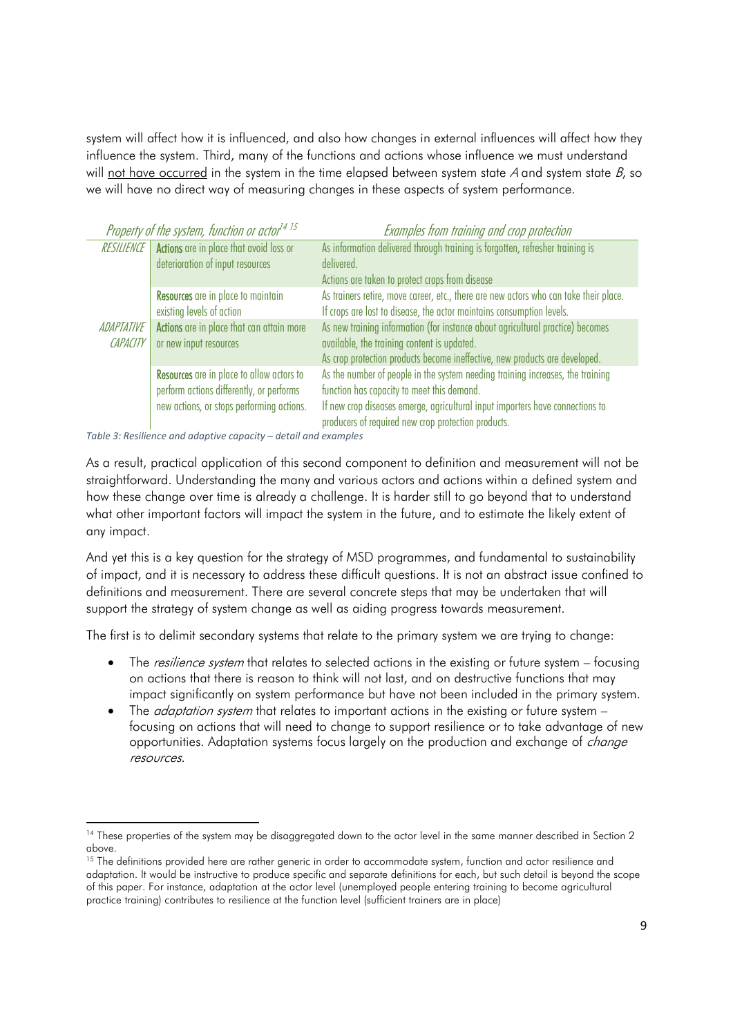system will affect how it is influenced, and also how changes in external influences will affect how they influence the system. Third, many of the functions and actions whose influence we must understand will not have occurred in the system in the time elapsed between system state *A* and system state *B*, so we will have no direct way of measuring changes in these aspects of system performance.

| *Property of the system, function or actor*[14 15] | | *Examples from training and crop protection* |
|---|---|---|
| *RESILIENCE* | **Actions** are in place that avoid loss or deterioration of input resources | As information delivered through training is forgotten, refresher training is delivered. Actions are taken to protect crops from disease |
| | **Resources** are in place to maintain existing levels of action | As trainers retire, move career, etc., there are new actors who can take their place. If crops are lost to disease, the actor maintains consumption levels. |
| *ADAPTATIVE CAPACITY* | **Actions** are in place that can attain more or new input resources | As new training information (for instance about agricultural practice) becomes available, the training content is updated. As crop protection products become ineffective, new products are developed. |
| | **Resources** are in place to allow actors to perform actions differently, or performs new actions, or stops performing actions. | As the number of people in the system needing training increases, the training function has capacity to meet this demand. If new crop diseases emerge, agricultural input importers have connections to producers of required new crop protection products. |

*Table 3: Resilience and adaptive capacity – detail and examples*

As a result, practical application of this second component to definition and measurement will not be straightforward. Understanding the many and various actors and actions within a defined system and how these change over time is already a challenge. It is harder still to go beyond that to understand what other important factors will impact the system in the future, and to estimate the likely extent of any impact.

And yet this is a key question for the strategy of MSD programmes, and fundamental to sustainability of impact, and it is necessary to address these difficult questions. It is not an abstract issue confined to definitions and measurement. There are several concrete steps that may be undertaken that will support the strategy of system change as well as aiding progress towards measurement.

The first is to delimit secondary systems that relate to the primary system we are trying to change:

- The *resilience system* that relates to selected actions in the existing or future system – focusing on actions that there is reason to think will not last, and on destructive functions that may impact significantly on system performance but have not been included in the primary system.
- The *adaptation system* that relates to important actions in the existing or future system – focusing on actions that will need to change to support resilience or to take advantage of new opportunities. Adaptation systems focus largely on the production and exchange of *change resources*.

[14] These properties of the system may be disaggregated down to the actor level in the same manner described in Section 2 above.

[15] The definitions provided here are rather generic in order to accommodate system, function and actor resilience and adaptation. It would be instructive to produce specific and separate definitions for each, but such detail is beyond the scope of this paper. For instance, adaptation at the actor level (unemployed people entering training to become agricultural practice training) contributes to resilience at the function level (sufficient trainers are in place)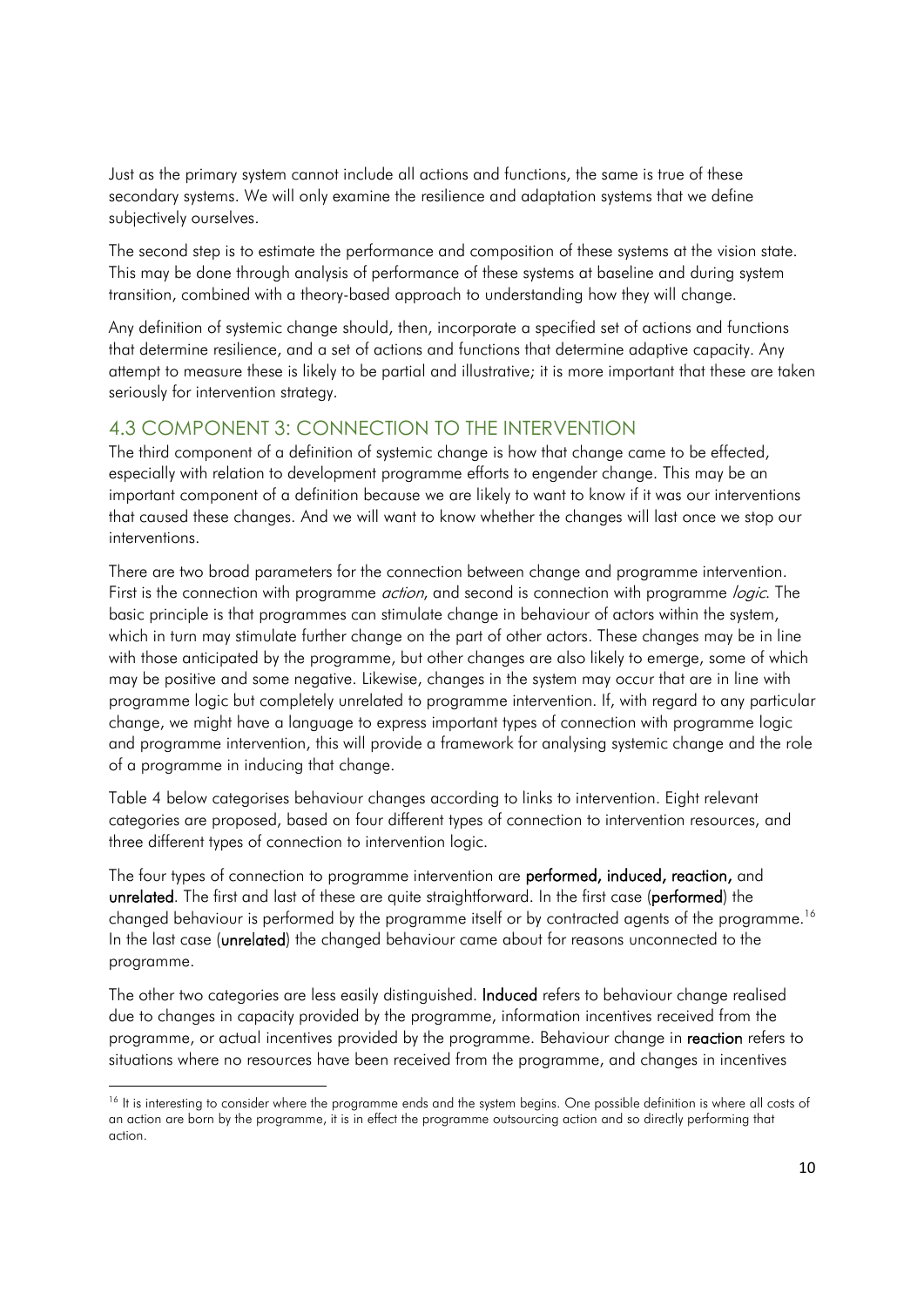Just as the primary system cannot include all actions and functions, the same is true of these secondary systems. We will only examine the resilience and adaptation systems that we define subjectively ourselves.

The second step is to estimate the performance and composition of these systems at the vision state. This may be done through analysis of performance of these systems at baseline and during system transition, combined with a theory-based approach to understanding how they will change.

Any definition of systemic change should, then, incorporate a specified set of actions and functions that determine resilience, and a set of actions and functions that determine adaptive capacity. Any attempt to measure these is likely to be partial and illustrative; it is more important that these are taken seriously for intervention strategy.

## 4.3 COMPONENT 3: CONNECTION TO THE INTERVENTION

The third component of a definition of systemic change is how that change came to be effected, especially with relation to development programme efforts to engender change. This may be an important component of a definition because we are likely to want to know if it was our interventions that caused these changes. And we will want to know whether the changes will last once we stop our interventions.

There are two broad parameters for the connection between change and programme intervention. First is the connection with programme *action*, and second is connection with programme *logic*. The basic principle is that programmes can stimulate change in behaviour of actors within the system, which in turn may stimulate further change on the part of other actors. These changes may be in line with those anticipated by the programme, but other changes are also likely to emerge, some of which may be positive and some negative. Likewise, changes in the system may occur that are in line with programme logic but completely unrelated to programme intervention. If, with regard to any particular change, we might have a language to express important types of connection with programme logic and programme intervention, this will provide a framework for analysing systemic change and the role of a programme in inducing that change.

Table 4 below categorises behaviour changes according to links to intervention. Eight relevant categories are proposed, based on four different types of connection to intervention resources, and three different types of connection to intervention logic.

The four types of connection to programme intervention are **performed, induced, reaction,** and **unrelated**. The first and last of these are quite straightforward. In the first case (**performed**) the changed behaviour is performed by the programme itself or by contracted agents of the programme.[16] In the last case (**unrelated**) the changed behaviour came about for reasons unconnected to the programme.

The other two categories are less easily distinguished. **Induced** refers to behaviour change realised due to changes in capacity provided by the programme, information incentives received from the programme, or actual incentives provided by the programme. Behaviour change in **reaction** refers to situations where no resources have been received from the programme, and changes in incentives

[16] It is interesting to consider where the programme ends and the system begins. One possible definition is where all costs of an action are born by the programme, it is in effect the programme outsourcing action and so directly performing that action.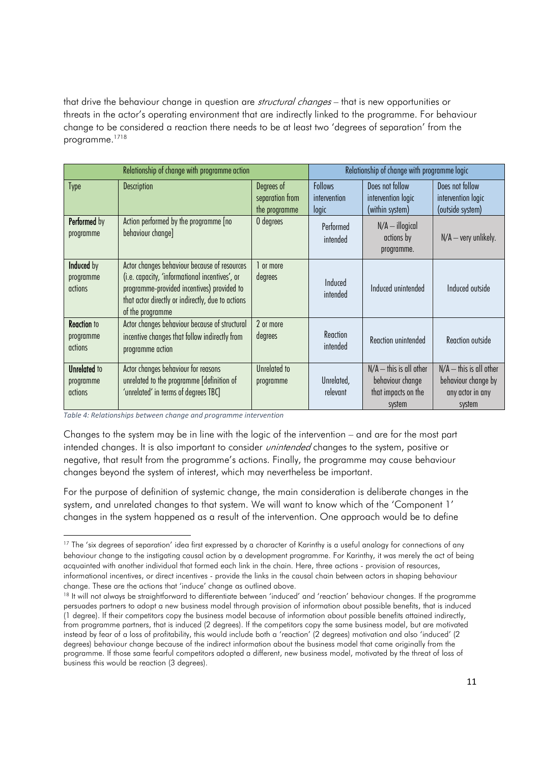that drive the behaviour change in question are *structural changes* – that is new opportunities or threats in the actor's operating environment that are indirectly linked to the programme. For behaviour change to be considered a reaction there needs to be at least two 'degrees of separation' from the programme.[17][18]

| Relationship of change with programme action | | | Relationship of change with programme logic | | |
|---|---|---|---|---|---|
| Type | Description | Degrees of separation from the programme | Follows intervention logic | Does not follow intervention logic (within system) | Does not follow intervention logic (outside system) |
| **Performed** by programme | Action performed by the programme [no behaviour change] | 0 degrees | Performed intended | N/A – illogical actions by programme. | N/A – very unlikely. |
| **Induced** by programme actions | Actor changes behaviour because of resources (i.e. capacity, 'informational incentives', or programme-provided incentives) provided to that actor directly or indirectly, due to actions of the programme | 1 or more degrees | Induced intended | Induced unintended | Induced outside |
| **Reaction** to programme actions | Actor changes behaviour because of structural incentive changes that follow indirectly from programme action | 2 or more degrees | Reaction intended | Reaction unintended | Reaction outside |
| **Unrelated** to programme actions | Actor changes behaviour for reasons unrelated to the programme [definition of 'unrelated' in terms of degrees TBC] | Unrelated to programme | Unrelated, relevant | N/A – this is all other behaviour change that impacts on the system | N/A – this is all other behaviour change by any actor in any system |

*Table 4: Relationships between change and programme intervention*

Changes to the system may be in line with the logic of the intervention – and are for the most part intended changes. It is also important to consider *unintended* changes to the system, positive or negative, that result from the programme's actions. Finally, the programme may cause behaviour changes beyond the system of interest, which may nevertheless be important.

For the purpose of definition of systemic change, the main consideration is deliberate changes in the system, and unrelated changes to that system. We will want to know which of the 'Component 1' changes in the system happened as a result of the intervention. One approach would be to define

---

[17] The 'six degrees of separation' idea first expressed by a character of Karinthy is a useful analogy for connections of any behaviour change to the instigating causal action by a development programme. For Karinthy, it was merely the act of being acquainted with another individual that formed each link in the chain. Here, three actions - provision of resources, informational incentives, or direct incentives - provide the links in the causal chain between actors in shaping behaviour change. These are the actions that 'induce' change as outlined above.

[18] It will not always be straightforward to differentiate between 'induced' and 'reaction' behaviour changes. If the programme persuades partners to adopt a new business model through provision of information about possible benefits, that is induced (1 degree). If their competitors copy the business model because of information about possible benefits attained indirectly, from programme partners, that is induced (2 degrees). If the competitors copy the same business model, but are motivated instead by fear of a loss of profitability, this would include both a 'reaction' (2 degrees) motivation and also 'induced' (2 degrees) behaviour change because of the indirect information about the business model that came originally from the programme. If those same fearful competitors adopted a different, new business model, motivated by the threat of loss of business this would be reaction (3 degrees).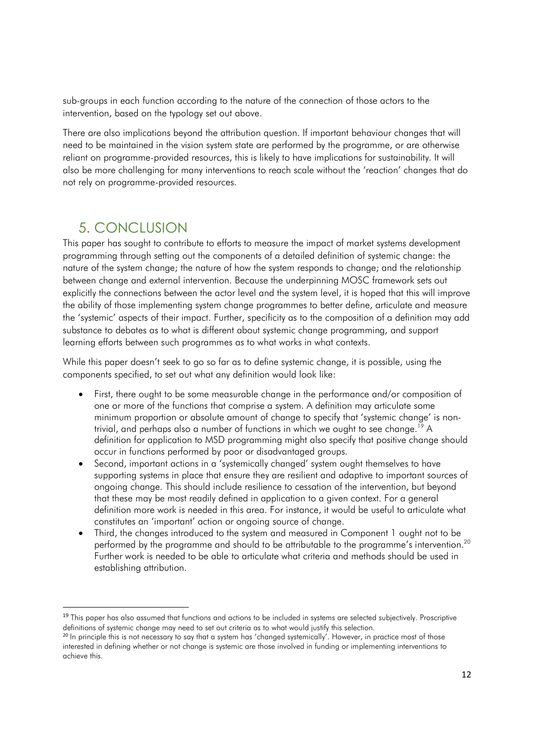sub-groups in each function according to the nature of the connection of those actors to the intervention, based on the typology set out above.

There are also implications beyond the attribution question. If important behaviour changes that will need to be maintained in the vision system state are performed by the programme, or are otherwise reliant on programme-provided resources, this is likely to have implications for sustainability. It will also be more challenging for many interventions to reach scale without the 'reaction' changes that do not rely on programme-provided resources.

## 5. CONCLUSION

This paper has sought to contribute to efforts to measure the impact of market systems development programming through setting out the components of a detailed definition of systemic change: the nature of the system change; the nature of how the system responds to change; and the relationship between change and external intervention. Because the underpinning MOSC framework sets out explicitly the connections between the actor level and the system level, it is hoped that this will improve the ability of those implementing system change programmes to better define, articulate and measure the 'systemic' aspects of their impact. Further, specificity as to the composition of a definition may add substance to debates as to what is different about systemic change programming, and support learning efforts between such programmes as to what works in what contexts.

While this paper doesn't seek to go so far as to define systemic change, it is possible, using the components specified, to set out what any definition would look like:

- First, there ought to be some measurable change in the performance and/or composition of one or more of the functions that comprise a system. A definition may articulate some minimum proportion or absolute amount of change to specify that 'systemic change' is non-trivial, and perhaps also a number of functions in which we ought to see change.[19] A definition for application to MSD programming might also specify that positive change should occur in functions performed by poor or disadvantaged groups.
- Second, important actions in a 'systemically changed' system ought themselves to have supporting systems in place that ensure they are resilient and adaptive to important sources of ongoing change. This should include resilience to cessation of the intervention, but beyond that these may be most readily defined in application to a given context. For a general definition more work is needed in this area. For instance, it would be useful to articulate what constitutes an 'important' action or ongoing source of change.
- Third, the changes introduced to the system and measured in Component 1 ought not to be performed by the programme and should to be attributable to the programme's intervention.[20] Further work is needed to be able to articulate what criteria and methods should be used in establishing attribution.

[19] This paper has also assumed that functions and actions to be included in systems are selected subjectively. Proscriptive definitions of systemic change may need to set out criteria as to what would justify this selection.

[20] In principle this is not necessary to say that a system has 'changed systemically'. However, in practice most of those interested in defining whether or not change is systemic are those involved in funding or implementing interventions to achieve this.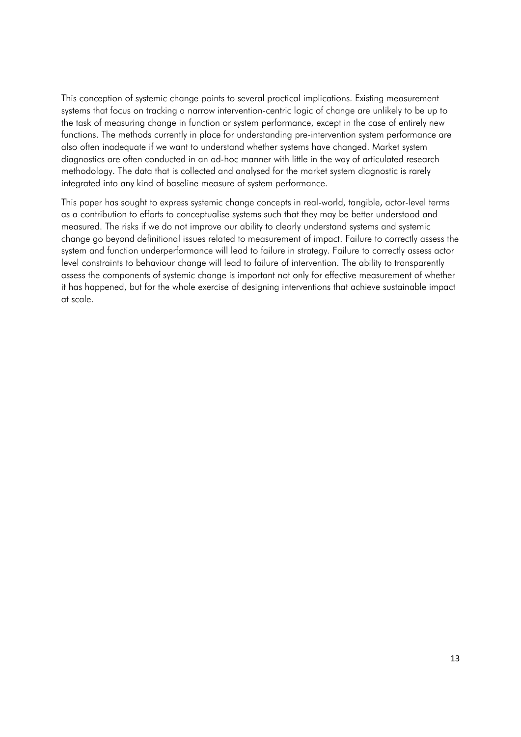This conception of systemic change points to several practical implications. Existing measurement systems that focus on tracking a narrow intervention-centric logic of change are unlikely to be up to the task of measuring change in function or system performance, except in the case of entirely new functions. The methods currently in place for understanding pre-intervention system performance are also often inadequate if we want to understand whether systems have changed. Market system diagnostics are often conducted in an ad-hoc manner with little in the way of articulated research methodology. The data that is collected and analysed for the market system diagnostic is rarely integrated into any kind of baseline measure of system performance.

This paper has sought to express systemic change concepts in real-world, tangible, actor-level terms as a contribution to efforts to conceptualise systems such that they may be better understood and measured. The risks if we do not improve our ability to clearly understand systems and systemic change go beyond definitional issues related to measurement of impact. Failure to correctly assess the system and function underperformance will lead to failure in strategy. Failure to correctly assess actor level constraints to behaviour change will lead to failure of intervention. The ability to transparently assess the components of systemic change is important not only for effective measurement of whether it has happened, but for the whole exercise of designing interventions that achieve sustainable impact at scale.